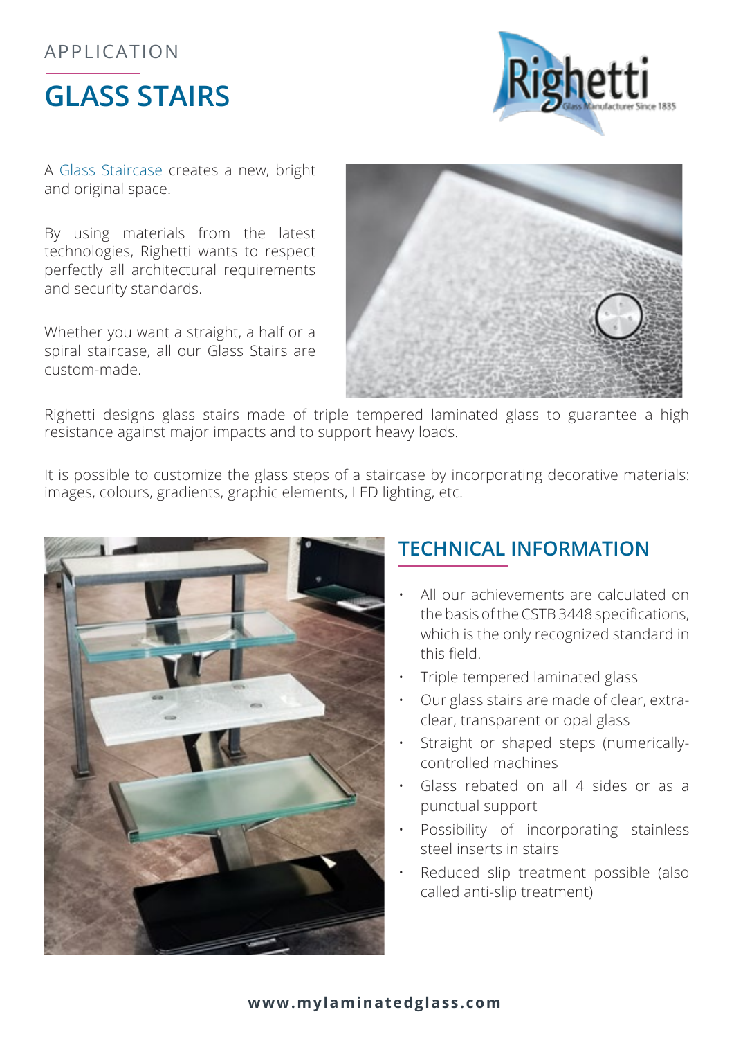APPLICATION

# GLASS STAIRS

A Glass Staircase creates a new, bright and original space.

By using materials from the latest technologies, Righetti wants to respect perfectly all architectural requirements and security standards.

Whether you want a straight, a half or a spiral staircase, all our Glass Stairs are custom-made.

Righetti designs glass stairs made of triple tempered laminated glass to guarantee a high resistance against major impacts and to support heavy loads.

It is possible to customize the glass steps of a staircase by incorporating decorative materials: images, colours, gradients, graphic elements, LED lighting, etc.

## TECHNICAL INFORMATION

- All our achievements are calculated on the basis of the CSTB 3448 specifications, which is the only recognized standard in this field.
- Triple tempered laminated glass
- Our glass stairs are made of clear, extra-clear, transparent or opal glass
- Straight or shaped steps (numerically-controlled machines
- Glass rebated on all 4 sides or as a punctual support
- Possibility of incorporating stainless steel inserts in stairs
- Reduced slip treatment possible (also called anti-slip treatment)

**www.mylaminatedglass.com**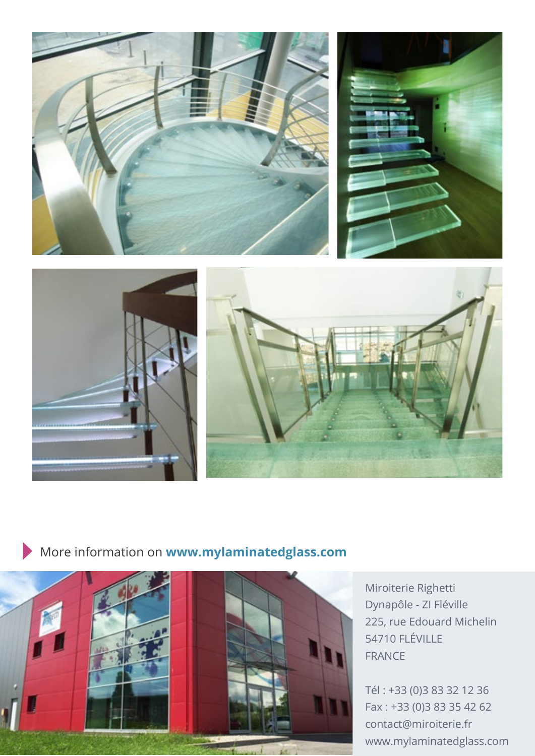More information on **www.mylaminatedglass.com**

Miroiterie Righetti
Dynapôle - ZI Fléville
225, rue Edouard Michelin
54710 FLÉVILLE
FRANCE

Tél : +33 (0)3 83 32 12 36
Fax : +33 (0)3 83 35 42 62
contact@miroiterie.fr
www.mylaminatedglass.com